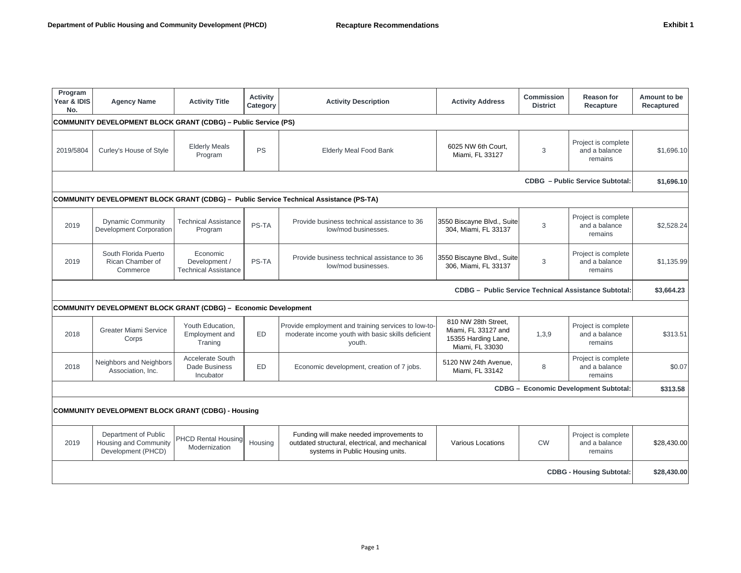Department of Public Housing and Community Development (PHCD) — Recapture Recommendations — Exhibit 1

| Program Year & IDIS No. | Agency Name | Activity Title | Activity Category | Activity Description | Activity Address | Commission District | Reason for Recapture | Amount to be Recaptured |
|---|---|---|---|---|---|---|---|---|
| **COMMUNITY DEVELOPMENT BLOCK GRANT (CDBG) – Public Service (PS)** | | | | | | | | |
| 2019/5804 | Curley's House of Style | Elderly Meals Program | PS | Elderly Meal Food Bank | 6025 NW 6th Court, Miami, FL 33127 | 3 | Project is complete and a balance remains | $1,696.10 |
| | | | | | | | **CDBG – Public Service Subtotal:** | **$1,696.10** |
| **COMMUNITY DEVELOPMENT BLOCK GRANT (CDBG) – Public Service Technical Assistance (PS-TA)** | | | | | | | | |
| 2019 | Dynamic Community Development Corporation | Technical Assistance Program | PS-TA | Provide business technical assistance to 36 low/mod businesses. | 3550 Biscayne Blvd., Suite 304, Miami, FL 33137 | 3 | Project is complete and a balance remains | $2,528.24 |
| 2019 | South Florida Puerto Rican Chamber of Commerce | Economic Development / Technical Assistance | PS-TA | Provide business technical assistance to 36 low/mod businesses. | 3550 Biscayne Blvd., Suite 306, Miami, FL 33137 | 3 | Project is complete and a balance remains | $1,135.99 |
| | | | | | | | **CDBG – Public Service Technical Assistance Subtotal:** | **$3,664.23** |
| **COMMUNITY DEVELOPMENT BLOCK GRANT (CDBG) – Economic Development** | | | | | | | | |
| 2018 | Greater Miami Service Corps | Youth Education, Employment and Traning | ED | Provide employment and training services to low-to-moderate income youth with basic skills deficient youth. | 810 NW 28th Street, Miami, FL 33127 and 15355 Harding Lane, Miami, FL 33030 | 1,3,9 | Project is complete and a balance remains | $313.51 |
| 2018 | Neighbors and Neighbors Association, Inc. | Accelerate South Dade Business Incubator | ED | Economic development, creation of 7 jobs. | 5120 NW 24th Avenue, Miami, FL 33142 | 8 | Project is complete and a balance remains | $0.07 |
| | | | | | | | **CDBG – Economic Development Subtotal:** | **$313.58** |
| **COMMUNITY DEVELOPMENT BLOCK GRANT (CDBG) - Housing** | | | | | | | | |
| 2019 | Department of Public Housing and Community Development (PHCD) | PHCD Rental Housing Modernization | Housing | Funding will make needed improvements to outdated structural, electrical, and mechanical systems in Public Housing units. | Various Locations | CW | Project is complete and a balance remains | $28,430.00 |
| | | | | | | | **CDBG - Housing Subtotal:** | **$28,430.00** |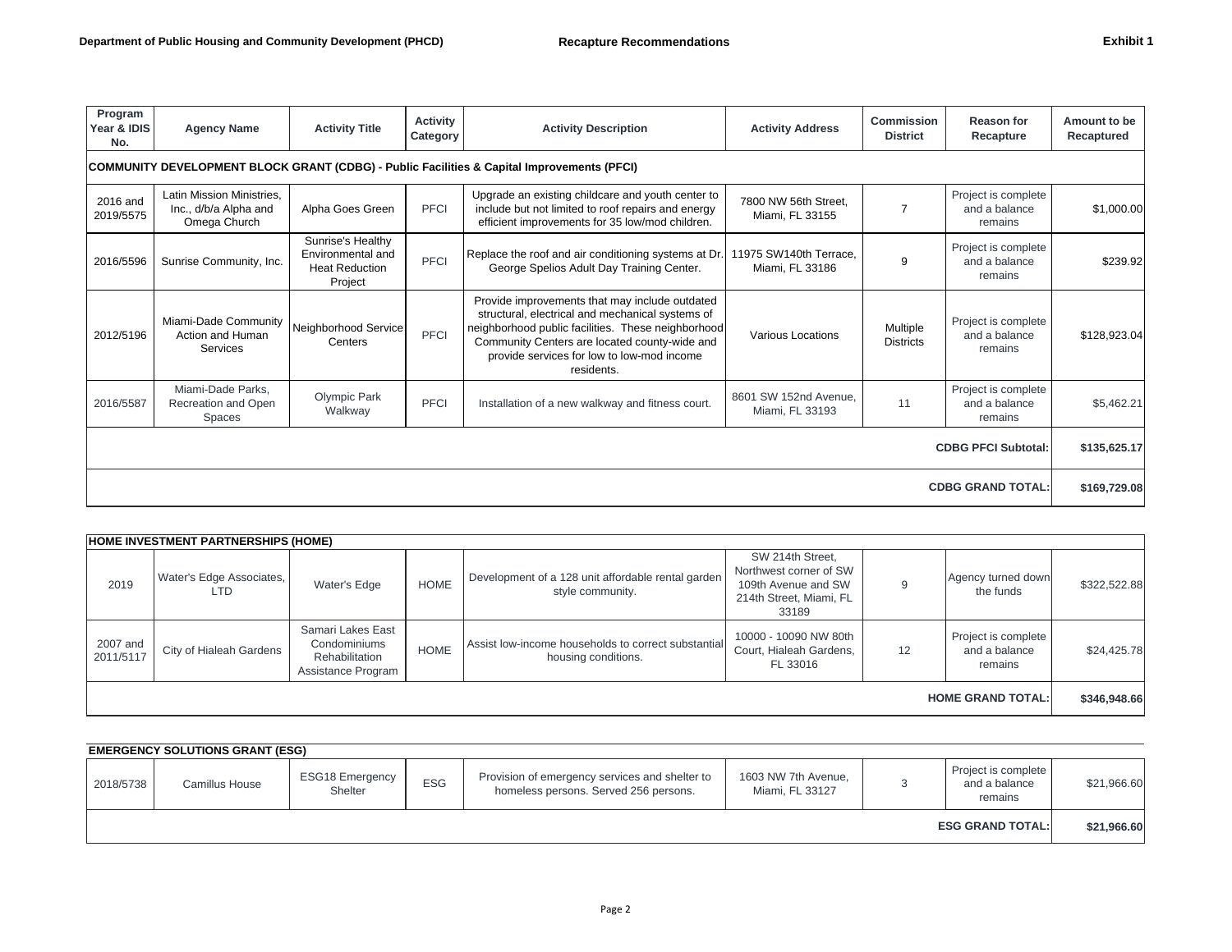**Department of Public Housing and Community Development (PHCD)** **Recapture Recommendations** **Exhibit 1**

| Program Year & IDIS No. | Agency Name | Activity Title | Activity Category | Activity Description | Activity Address | Commission District | Reason for Recapture | Amount to be Recaptured |
|---|---|---|---|---|---|---|---|---|
| **COMMUNITY DEVELOPMENT BLOCK GRANT (CDBG) - Public Facilities & Capital Improvements (PFCI)** | | | | | | | | |
| 2016 and 2019/5575 | Latin Mission Ministries, Inc., d/b/a Alpha and Omega Church | Alpha Goes Green | PFCI | Upgrade an existing childcare and youth center to include but not limited to roof repairs and energy efficient improvements for 35 low/mod children. | 7800 NW 56th Street, Miami, FL 33155 | 7 | Project is complete and a balance remains | $1,000.00 |
| 2016/5596 | Sunrise Community, Inc. | Sunrise's Healthy Environmental and Heat Reduction Project | PFCI | Replace the roof and air conditioning systems at Dr. George Spelios Adult Day Training Center. | 11975 SW140th Terrace, Miami, FL 33186 | 9 | Project is complete and a balance remains | $239.92 |
| 2012/5196 | Miami-Dade Community Action and Human Services | Neighborhood Service Centers | PFCI | Provide improvements that may include outdated structural, electrical and mechanical systems of neighborhood public facilities. These neighborhood Community Centers are located county-wide and provide services for low to low-mod income residents. | Various Locations | Multiple Districts | Project is complete and a balance remains | $128,923.04 |
| 2016/5587 | Miami-Dade Parks, Recreation and Open Spaces | Olympic Park Walkway | PFCI | Installation of a new walkway and fitness court. | 8601 SW 152nd Avenue, Miami, FL 33193 | 11 | Project is complete and a balance remains | $5,462.21 |
| | | | | | | | **CDBG PFCI Subtotal:** | **$135,625.17** |
| | | | | | | | **CDBG GRAND TOTAL:** | **$169,729.08** |

| | | | | | | | | |
|---|---|---|---|---|---|---|---|---|
| **HOME INVESTMENT PARTNERSHIPS (HOME)** | | | | | | | | |
| 2019 | Water's Edge Associates, LTD | Water's Edge | HOME | Development of a 128 unit affordable rental garden style community. | SW 214th Street, Northwest corner of SW 109th Avenue and SW 214th Street, Miami, FL 33189 | 9 | Agency turned down the funds | $322,522.88 |
| 2007 and 2011/5117 | City of Hialeah Gardens | Samari Lakes East Condominiums Rehabilitation Assistance Program | HOME | Assist low-income households to correct substantial housing conditions. | 10000 - 10090 NW 80th Court, Hialeah Gardens, FL 33016 | 12 | Project is complete and a balance remains | $24,425.78 |
| | | | | | | | **HOME GRAND TOTAL:** | **$346,948.66** |

| | | | | | | | | |
|---|---|---|---|---|---|---|---|---|
| **EMERGENCY SOLUTIONS GRANT (ESG)** | | | | | | | | |
| 2018/5738 | Camillus House | ESG18 Emergency Shelter | ESG | Provision of emergency services and shelter to homeless persons. Served 256 persons. | 1603 NW 7th Avenue, Miami, FL 33127 | 3 | Project is complete and a balance remains | $21,966.60 |
| | | | | | | | **ESG GRAND TOTAL:** | **$21,966.60** |